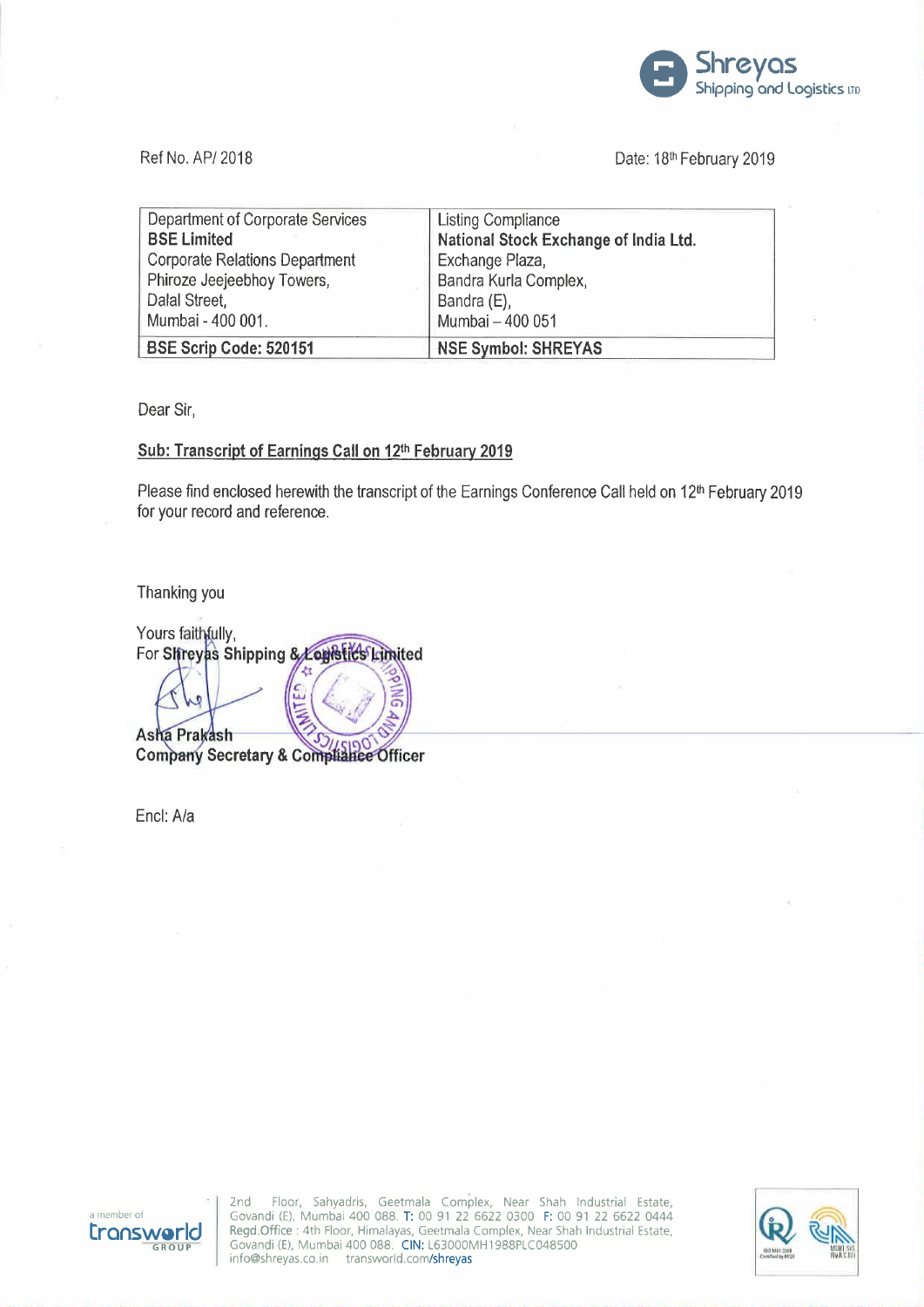Ref No. AP/ 2018

Date: 18th February 2019

| Department of Corporate Services<br>**BSE Limited**<br>Corporate Relations Department<br>Phiroze Jeejeebhoy Towers,<br>Dalal Street,<br>Mumbai - 400 001. | Listing Compliance<br>**National Stock Exchange of India Ltd.**<br>Exchange Plaza,<br>Bandra Kurla Complex,<br>Bandra (E),<br>Mumbai – 400 051 |
|---|---|
| **BSE Scrip Code: 520151** | **NSE Symbol: SHREYAS** |

Dear Sir,

**Sub: Transcript of Earnings Call on 12th February 2019**

Please find enclosed herewith the transcript of the Earnings Conference Call held on 12th February 2019 for your record and reference.

Thanking you

Yours faithfully,
**For Shreyas Shipping & Logistics Limited**

**Asha Prakash**
**Company Secretary & Compliance Officer**

Encl: A/a

2nd Floor, Sahyadris, Geetmala Complex, Near Shah Industrial Estate, Govandi (E), Mumbai 400 088. T: 00 91 22 6622 0300 F: 00 91 22 6622 0444
Regd.Office : 4th Floor, Himalayas, Geetmala Complex, Near Shah Industrial Estate, Govandi (E), Mumbai 400 088. CIN: L63000MH1988PLC048500
info@shreyas.co.in transworld.com/shreyas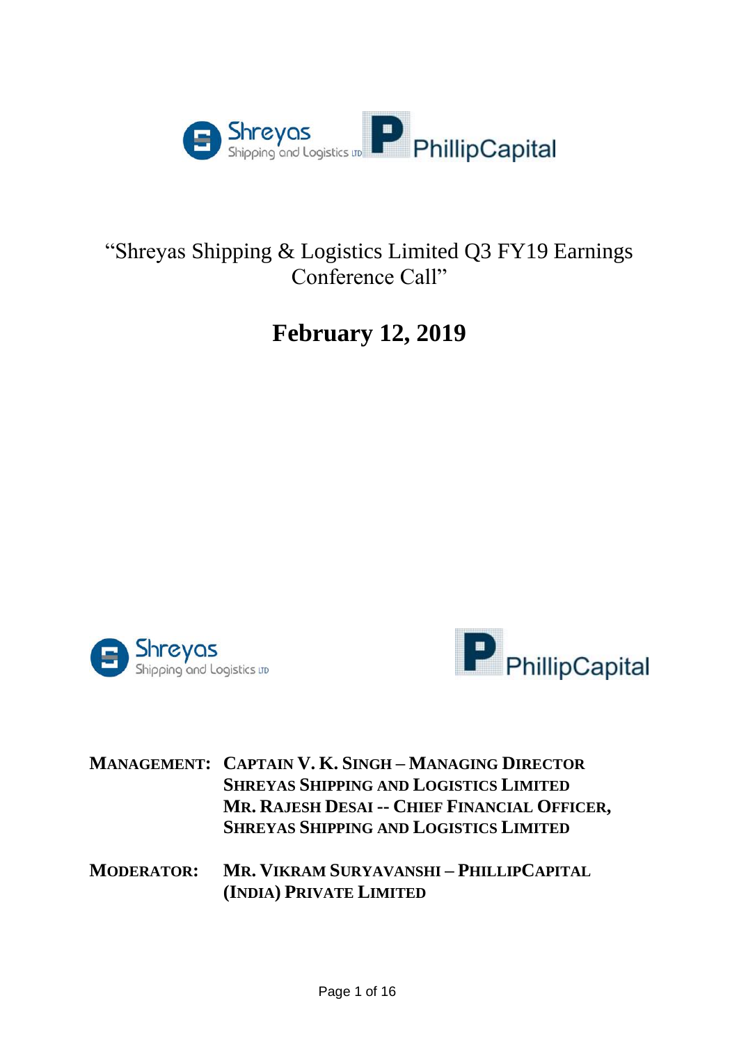# "Shreyas Shipping & Logistics Limited Q3 FY19 Earnings Conference Call"

## February 12, 2019

**MANAGEMENT:** **CAPTAIN V. K. SINGH – MANAGING DIRECTOR SHREYAS SHIPPING AND LOGISTICS LIMITED**
**MR. RAJESH DESAI -- CHIEF FINANCIAL OFFICER, SHREYAS SHIPPING AND LOGISTICS LIMITED**

**MODERATOR:** **MR. VIKRAM SURYAVANSHI – PHILLIPCAPITAL (INDIA) PRIVATE LIMITED**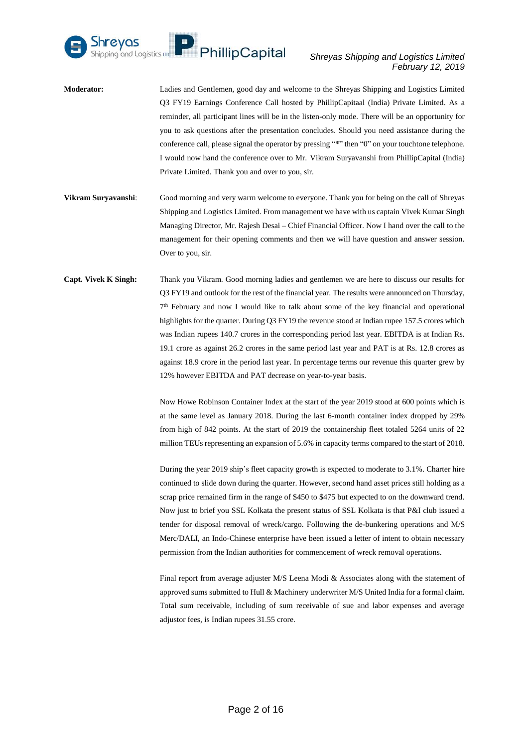**Moderator:** Ladies and Gentlemen, good day and welcome to the Shreyas Shipping and Logistics Limited Q3 FY19 Earnings Conference Call hosted by PhillipCapitaal (India) Private Limited. As a reminder, all participant lines will be in the listen-only mode. There will be an opportunity for you to ask questions after the presentation concludes. Should you need assistance during the conference call, please signal the operator by pressing "*" then "0" on your touchtone telephone. I would now hand the conference over to Mr. Vikram Suryavanshi from PhillipCapital (India) Private Limited. Thank you and over to you, sir.

**Vikram Suryavanshi**: Good morning and very warm welcome to everyone. Thank you for being on the call of Shreyas Shipping and Logistics Limited. From management we have with us captain Vivek Kumar Singh Managing Director, Mr. Rajesh Desai – Chief Financial Officer. Now I hand over the call to the management for their opening comments and then we will have question and answer session. Over to you, sir.

**Capt. Vivek K Singh:** Thank you Vikram. Good morning ladies and gentlemen we are here to discuss our results for Q3 FY19 and outlook for the rest of the financial year. The results were announced on Thursday, 7th February and now I would like to talk about some of the key financial and operational highlights for the quarter. During Q3 FY19 the revenue stood at Indian rupee 157.5 crores which was Indian rupees 140.7 crores in the corresponding period last year. EBITDA is at Indian Rs. 19.1 crore as against 26.2 crores in the same period last year and PAT is at Rs. 12.8 crores as against 18.9 crore in the period last year. In percentage terms our revenue this quarter grew by 12% however EBITDA and PAT decrease on year-to-year basis.

Now Howe Robinson Container Index at the start of the year 2019 stood at 600 points which is at the same level as January 2018. During the last 6-month container index dropped by 29% from high of 842 points. At the start of 2019 the containership fleet totaled 5264 units of 22 million TEUs representing an expansion of 5.6% in capacity terms compared to the start of 2018.

During the year 2019 ship's fleet capacity growth is expected to moderate to 3.1%. Charter hire continued to slide down during the quarter. However, second hand asset prices still holding as a scrap price remained firm in the range of $450 to $475 but expected to on the downward trend. Now just to brief you SSL Kolkata the present status of SSL Kolkata is that P&I club issued a tender for disposal removal of wreck/cargo. Following the de-bunkering operations and M/S Merc/DALI, an Indo-Chinese enterprise have been issued a letter of intent to obtain necessary permission from the Indian authorities for commencement of wreck removal operations.

Final report from average adjuster M/S Leena Modi & Associates along with the statement of approved sums submitted to Hull & Machinery underwriter M/S United India for a formal claim. Total sum receivable, including of sum receivable of sue and labor expenses and average adjustor fees, is Indian rupees 31.55 crore.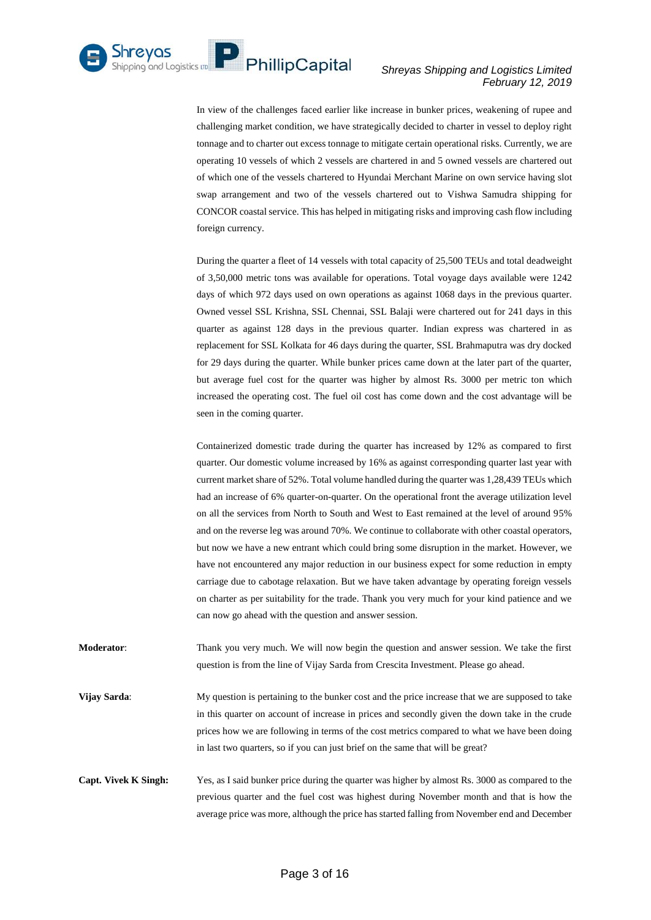In view of the challenges faced earlier like increase in bunker prices, weakening of rupee and challenging market condition, we have strategically decided to charter in vessel to deploy right tonnage and to charter out excess tonnage to mitigate certain operational risks. Currently, we are operating 10 vessels of which 2 vessels are chartered in and 5 owned vessels are chartered out of which one of the vessels chartered to Hyundai Merchant Marine on own service having slot swap arrangement and two of the vessels chartered out to Vishwa Samudra shipping for CONCOR coastal service. This has helped in mitigating risks and improving cash flow including foreign currency.

During the quarter a fleet of 14 vessels with total capacity of 25,500 TEUs and total deadweight of 3,50,000 metric tons was available for operations. Total voyage days available were 1242 days of which 972 days used on own operations as against 1068 days in the previous quarter. Owned vessel SSL Krishna, SSL Chennai, SSL Balaji were chartered out for 241 days in this quarter as against 128 days in the previous quarter. Indian express was chartered in as replacement for SSL Kolkata for 46 days during the quarter, SSL Brahmaputra was dry docked for 29 days during the quarter. While bunker prices came down at the later part of the quarter, but average fuel cost for the quarter was higher by almost Rs. 3000 per metric ton which increased the operating cost. The fuel oil cost has come down and the cost advantage will be seen in the coming quarter.

Containerized domestic trade during the quarter has increased by 12% as compared to first quarter. Our domestic volume increased by 16% as against corresponding quarter last year with current market share of 52%. Total volume handled during the quarter was 1,28,439 TEUs which had an increase of 6% quarter-on-quarter. On the operational front the average utilization level on all the services from North to South and West to East remained at the level of around 95% and on the reverse leg was around 70%. We continue to collaborate with other coastal operators, but now we have a new entrant which could bring some disruption in the market. However, we have not encountered any major reduction in our business expect for some reduction in empty carriage due to cabotage relaxation. But we have taken advantage by operating foreign vessels on charter as per suitability for the trade. Thank you very much for your kind patience and we can now go ahead with the question and answer session.

**Moderator**: Thank you very much. We will now begin the question and answer session. We take the first question is from the line of Vijay Sarda from Crescita Investment. Please go ahead.

**Vijay Sarda**: My question is pertaining to the bunker cost and the price increase that we are supposed to take in this quarter on account of increase in prices and secondly given the down take in the crude prices how we are following in terms of the cost metrics compared to what we have been doing in last two quarters, so if you can just brief on the same that will be great?

**Capt. Vivek K Singh:** Yes, as I said bunker price during the quarter was higher by almost Rs. 3000 as compared to the previous quarter and the fuel cost was highest during November month and that is how the average price was more, although the price has started falling from November end and December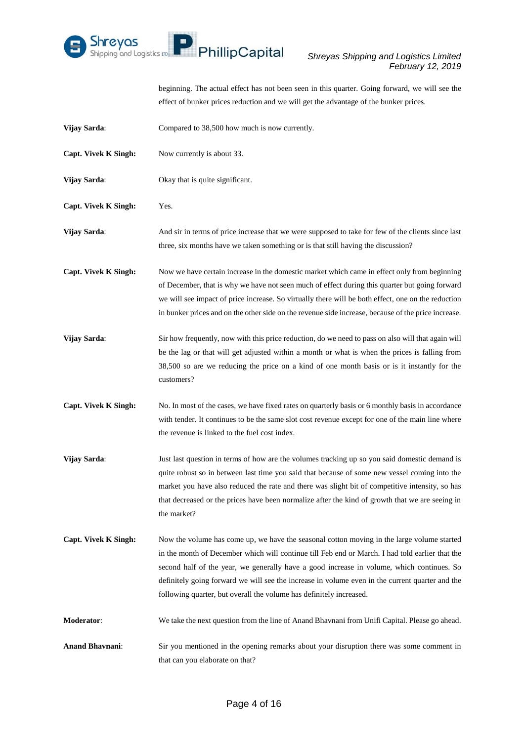beginning. The actual effect has not been seen in this quarter. Going forward, we will see the effect of bunker prices reduction and we will get the advantage of the bunker prices.

**Vijay Sarda**: Compared to 38,500 how much is now currently.

**Capt. Vivek K Singh:** Now currently is about 33.

**Vijay Sarda**: Okay that is quite significant.

**Capt. Vivek K Singh:** Yes.

**Vijay Sarda**: And sir in terms of price increase that we were supposed to take for few of the clients since last three, six months have we taken something or is that still having the discussion?

**Capt. Vivek K Singh:** Now we have certain increase in the domestic market which came in effect only from beginning of December, that is why we have not seen much of effect during this quarter but going forward we will see impact of price increase. So virtually there will be both effect, one on the reduction in bunker prices and on the other side on the revenue side increase, because of the price increase.

**Vijay Sarda**: Sir how frequently, now with this price reduction, do we need to pass on also will that again will be the lag or that will get adjusted within a month or what is when the prices is falling from 38,500 so are we reducing the price on a kind of one month basis or is it instantly for the customers?

**Capt. Vivek K Singh:** No. In most of the cases, we have fixed rates on quarterly basis or 6 monthly basis in accordance with tender. It continues to be the same slot cost revenue except for one of the main line where the revenue is linked to the fuel cost index.

**Vijay Sarda**: Just last question in terms of how are the volumes tracking up so you said domestic demand is quite robust so in between last time you said that because of some new vessel coming into the market you have also reduced the rate and there was slight bit of competitive intensity, so has that decreased or the prices have been normalize after the kind of growth that we are seeing in the market?

**Capt. Vivek K Singh:** Now the volume has come up, we have the seasonal cotton moving in the large volume started in the month of December which will continue till Feb end or March. I had told earlier that the second half of the year, we generally have a good increase in volume, which continues. So definitely going forward we will see the increase in volume even in the current quarter and the following quarter, but overall the volume has definitely increased.

**Moderator**: We take the next question from the line of Anand Bhavnani from Unifi Capital. Please go ahead.

**Anand Bhavnani**: Sir you mentioned in the opening remarks about your disruption there was some comment in that can you elaborate on that?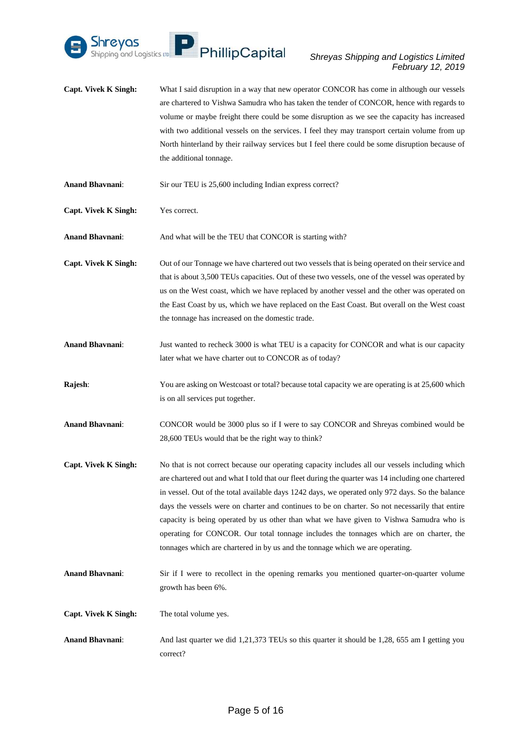**Capt. Vivek K Singh:** What I said disruption in a way that new operator CONCOR has come in although our vessels are chartered to Vishwa Samudra who has taken the tender of CONCOR, hence with regards to volume or maybe freight there could be some disruption as we see the capacity has increased with two additional vessels on the services. I feel they may transport certain volume from up North hinterland by their railway services but I feel there could be some disruption because of the additional tonnage.

**Anand Bhavnani**: Sir our TEU is 25,600 including Indian express correct?

**Capt. Vivek K Singh:** Yes correct.

**Anand Bhavnani**: And what will be the TEU that CONCOR is starting with?

**Capt. Vivek K Singh:** Out of our Tonnage we have chartered out two vessels that is being operated on their service and that is about 3,500 TEUs capacities. Out of these two vessels, one of the vessel was operated by us on the West coast, which we have replaced by another vessel and the other was operated on the East Coast by us, which we have replaced on the East Coast. But overall on the West coast the tonnage has increased on the domestic trade.

**Anand Bhavnani**: Just wanted to recheck 3000 is what TEU is a capacity for CONCOR and what is our capacity later what we have charter out to CONCOR as of today?

**Rajesh**: You are asking on Westcoast or total? because total capacity we are operating is at 25,600 which is on all services put together.

**Anand Bhavnani**: CONCOR would be 3000 plus so if I were to say CONCOR and Shreyas combined would be 28,600 TEUs would that be the right way to think?

**Capt. Vivek K Singh:** No that is not correct because our operating capacity includes all our vessels including which are chartered out and what I told that our fleet during the quarter was 14 including one chartered in vessel. Out of the total available days 1242 days, we operated only 972 days. So the balance days the vessels were on charter and continues to be on charter. So not necessarily that entire capacity is being operated by us other than what we have given to Vishwa Samudra who is operating for CONCOR. Our total tonnage includes the tonnages which are on charter, the tonnages which are chartered in by us and the tonnage which we are operating.

**Anand Bhavnani**: Sir if I were to recollect in the opening remarks you mentioned quarter-on-quarter volume growth has been 6%.

**Capt. Vivek K Singh:** The total volume yes.

**Anand Bhavnani**: And last quarter we did 1,21,373 TEUs so this quarter it should be 1,28, 655 am I getting you correct?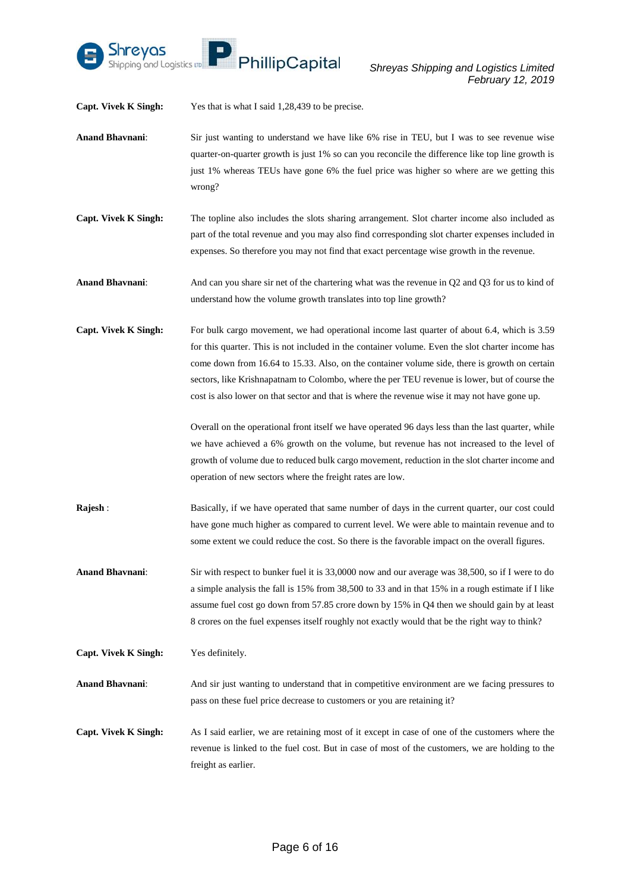**Capt. Vivek K Singh:** Yes that is what I said 1,28,439 to be precise.

**Anand Bhavnani**: Sir just wanting to understand we have like 6% rise in TEU, but I was to see revenue wise quarter-on-quarter growth is just 1% so can you reconcile the difference like top line growth is just 1% whereas TEUs have gone 6% the fuel price was higher so where are we getting this wrong?

**Capt. Vivek K Singh:** The topline also includes the slots sharing arrangement. Slot charter income also included as part of the total revenue and you may also find corresponding slot charter expenses included in expenses. So therefore you may not find that exact percentage wise growth in the revenue.

**Anand Bhavnani**: And can you share sir net of the chartering what was the revenue in Q2 and Q3 for us to kind of understand how the volume growth translates into top line growth?

**Capt. Vivek K Singh:** For bulk cargo movement, we had operational income last quarter of about 6.4, which is 3.59 for this quarter. This is not included in the container volume. Even the slot charter income has come down from 16.64 to 15.33. Also, on the container volume side, there is growth on certain sectors, like Krishnapatnam to Colombo, where the per TEU revenue is lower, but of course the cost is also lower on that sector and that is where the revenue wise it may not have gone up.

Overall on the operational front itself we have operated 96 days less than the last quarter, while we have achieved a 6% growth on the volume, but revenue has not increased to the level of growth of volume due to reduced bulk cargo movement, reduction in the slot charter income and operation of new sectors where the freight rates are low.

**Rajesh** : Basically, if we have operated that same number of days in the current quarter, our cost could have gone much higher as compared to current level. We were able to maintain revenue and to some extent we could reduce the cost. So there is the favorable impact on the overall figures.

**Anand Bhavnani**: Sir with respect to bunker fuel it is 33,0000 now and our average was 38,500, so if I were to do a simple analysis the fall is 15% from 38,500 to 33 and in that 15% in a rough estimate if I like assume fuel cost go down from 57.85 crore down by 15% in Q4 then we should gain by at least 8 crores on the fuel expenses itself roughly not exactly would that be the right way to think?

**Capt. Vivek K Singh:** Yes definitely.

**Anand Bhavnani**: And sir just wanting to understand that in competitive environment are we facing pressures to pass on these fuel price decrease to customers or you are retaining it?

**Capt. Vivek K Singh:** As I said earlier, we are retaining most of it except in case of one of the customers where the revenue is linked to the fuel cost. But in case of most of the customers, we are holding to the freight as earlier.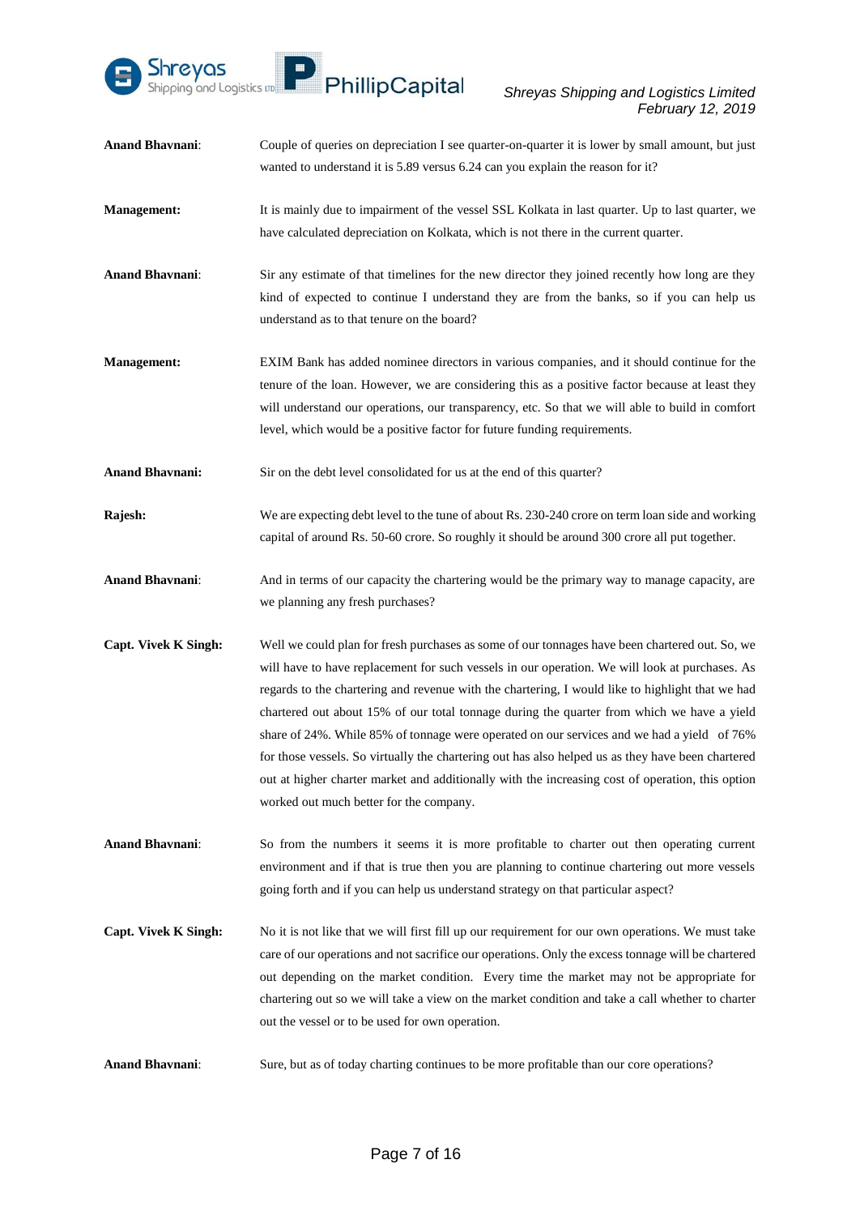**Anand Bhavnani**: Couple of queries on depreciation I see quarter-on-quarter it is lower by small amount, but just wanted to understand it is 5.89 versus 6.24 can you explain the reason for it?

**Management:** It is mainly due to impairment of the vessel SSL Kolkata in last quarter. Up to last quarter, we have calculated depreciation on Kolkata, which is not there in the current quarter.

**Anand Bhavnani**: Sir any estimate of that timelines for the new director they joined recently how long are they kind of expected to continue I understand they are from the banks, so if you can help us understand as to that tenure on the board?

**Management:** EXIM Bank has added nominee directors in various companies, and it should continue for the tenure of the loan. However, we are considering this as a positive factor because at least they will understand our operations, our transparency, etc. So that we will able to build in comfort level, which would be a positive factor for future funding requirements.

**Anand Bhavnani:** Sir on the debt level consolidated for us at the end of this quarter?

**Rajesh:** We are expecting debt level to the tune of about Rs. 230-240 crore on term loan side and working capital of around Rs. 50-60 crore. So roughly it should be around 300 crore all put together.

**Anand Bhavnani**: And in terms of our capacity the chartering would be the primary way to manage capacity, are we planning any fresh purchases?

**Capt. Vivek K Singh:** Well we could plan for fresh purchases as some of our tonnages have been chartered out. So, we will have to have replacement for such vessels in our operation. We will look at purchases. As regards to the chartering and revenue with the chartering, I would like to highlight that we had chartered out about 15% of our total tonnage during the quarter from which we have a yield share of 24%. While 85% of tonnage were operated on our services and we had a yield of 76% for those vessels. So virtually the chartering out has also helped us as they have been chartered out at higher charter market and additionally with the increasing cost of operation, this option worked out much better for the company.

**Anand Bhavnani**: So from the numbers it seems it is more profitable to charter out then operating current environment and if that is true then you are planning to continue chartering out more vessels going forth and if you can help us understand strategy on that particular aspect?

**Capt. Vivek K Singh:** No it is not like that we will first fill up our requirement for our own operations. We must take care of our operations and not sacrifice our operations. Only the excess tonnage will be chartered out depending on the market condition. Every time the market may not be appropriate for chartering out so we will take a view on the market condition and take a call whether to charter out the vessel or to be used for own operation.

**Anand Bhavnani**: Sure, but as of today charting continues to be more profitable than our core operations?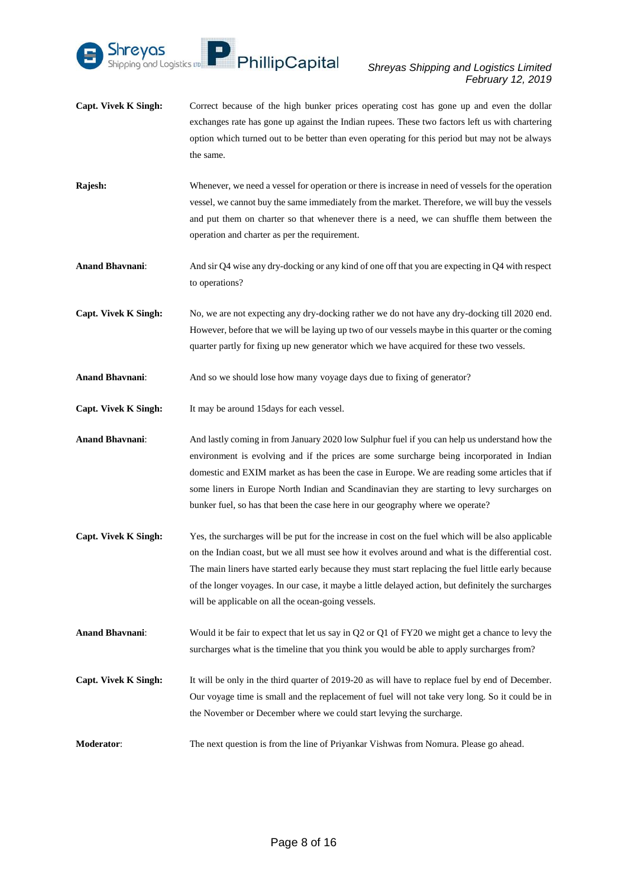**Capt. Vivek K Singh:** Correct because of the high bunker prices operating cost has gone up and even the dollar exchanges rate has gone up against the Indian rupees. These two factors left us with chartering option which turned out to be better than even operating for this period but may not be always the same.

**Rajesh:** Whenever, we need a vessel for operation or there is increase in need of vessels for the operation vessel, we cannot buy the same immediately from the market. Therefore, we will buy the vessels and put them on charter so that whenever there is a need, we can shuffle them between the operation and charter as per the requirement.

**Anand Bhavnani**: And sir Q4 wise any dry-docking or any kind of one off that you are expecting in Q4 with respect to operations?

**Capt. Vivek K Singh:** No, we are not expecting any dry-docking rather we do not have any dry-docking till 2020 end. However, before that we will be laying up two of our vessels maybe in this quarter or the coming quarter partly for fixing up new generator which we have acquired for these two vessels.

**Anand Bhavnani**: And so we should lose how many voyage days due to fixing of generator?

**Capt. Vivek K Singh:** It may be around 15days for each vessel.

**Anand Bhavnani**: And lastly coming in from January 2020 low Sulphur fuel if you can help us understand how the environment is evolving and if the prices are some surcharge being incorporated in Indian domestic and EXIM market as has been the case in Europe. We are reading some articles that if some liners in Europe North Indian and Scandinavian they are starting to levy surcharges on bunker fuel, so has that been the case here in our geography where we operate?

**Capt. Vivek K Singh:** Yes, the surcharges will be put for the increase in cost on the fuel which will be also applicable on the Indian coast, but we all must see how it evolves around and what is the differential cost. The main liners have started early because they must start replacing the fuel little early because of the longer voyages. In our case, it maybe a little delayed action, but definitely the surcharges will be applicable on all the ocean-going vessels.

**Anand Bhavnani**: Would it be fair to expect that let us say in Q2 or Q1 of FY20 we might get a chance to levy the surcharges what is the timeline that you think you would be able to apply surcharges from?

**Capt. Vivek K Singh:** It will be only in the third quarter of 2019-20 as will have to replace fuel by end of December. Our voyage time is small and the replacement of fuel will not take very long. So it could be in the November or December where we could start levying the surcharge.

**Moderator**: The next question is from the line of Priyankar Vishwas from Nomura. Please go ahead.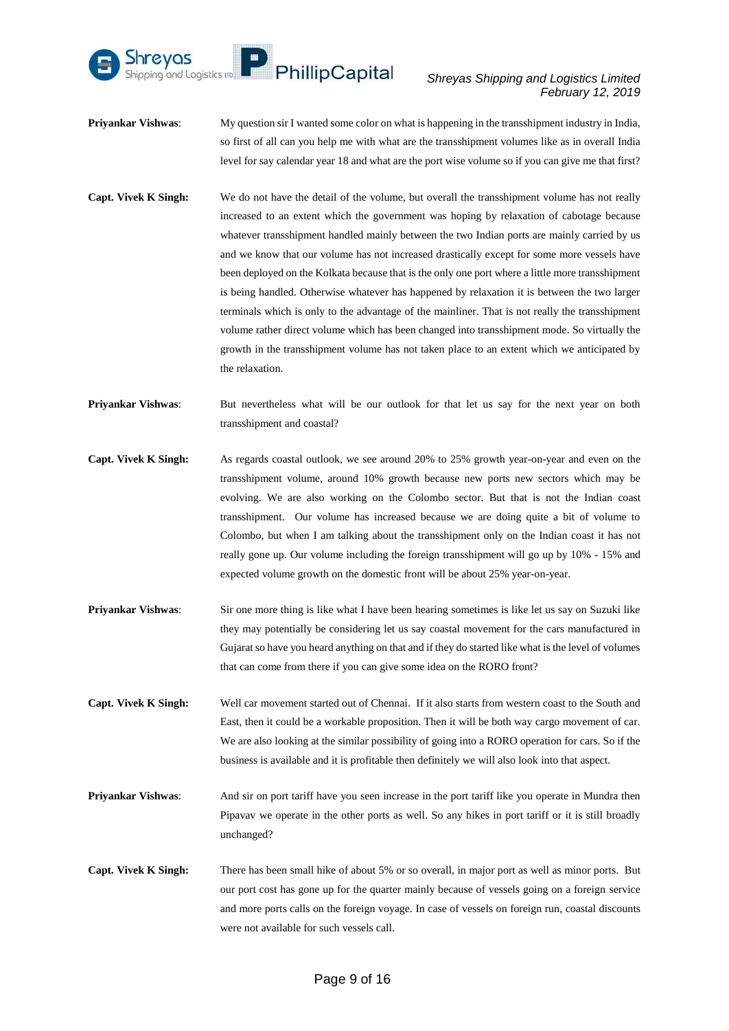**Priyankar Vishwas**: My question sir I wanted some color on what is happening in the transshipment industry in India, so first of all can you help me with what are the transshipment volumes like as in overall India level for say calendar year 18 and what are the port wise volume so if you can give me that first?

**Capt. Vivek K Singh:** We do not have the detail of the volume, but overall the transshipment volume has not really increased to an extent which the government was hoping by relaxation of cabotage because whatever transshipment handled mainly between the two Indian ports are mainly carried by us and we know that our volume has not increased drastically except for some more vessels have been deployed on the Kolkata because that is the only one port where a little more transshipment is being handled. Otherwise whatever has happened by relaxation it is between the two larger terminals which is only to the advantage of the mainliner. That is not really the transshipment volume rather direct volume which has been changed into transshipment mode. So virtually the growth in the transshipment volume has not taken place to an extent which we anticipated by the relaxation.

**Priyankar Vishwas**: But nevertheless what will be our outlook for that let us say for the next year on both transshipment and coastal?

**Capt. Vivek K Singh:** As regards coastal outlook, we see around 20% to 25% growth year-on-year and even on the transshipment volume, around 10% growth because new ports new sectors which may be evolving. We are also working on the Colombo sector. But that is not the Indian coast transshipment. Our volume has increased because we are doing quite a bit of volume to Colombo, but when I am talking about the transshipment only on the Indian coast it has not really gone up. Our volume including the foreign transshipment will go up by 10% - 15% and expected volume growth on the domestic front will be about 25% year-on-year.

**Priyankar Vishwas**: Sir one more thing is like what I have been hearing sometimes is like let us say on Suzuki like they may potentially be considering let us say coastal movement for the cars manufactured in Gujarat so have you heard anything on that and if they do started like what is the level of volumes that can come from there if you can give some idea on the RORO front?

**Capt. Vivek K Singh:** Well car movement started out of Chennai. If it also starts from western coast to the South and East, then it could be a workable proposition. Then it will be both way cargo movement of car. We are also looking at the similar possibility of going into a RORO operation for cars. So if the business is available and it is profitable then definitely we will also look into that aspect.

**Priyankar Vishwas**: And sir on port tariff have you seen increase in the port tariff like you operate in Mundra then Pipavav we operate in the other ports as well. So any hikes in port tariff or it is still broadly unchanged?

**Capt. Vivek K Singh:** There has been small hike of about 5% or so overall, in major port as well as minor ports. But our port cost has gone up for the quarter mainly because of vessels going on a foreign service and more ports calls on the foreign voyage. In case of vessels on foreign run, coastal discounts were not available for such vessels call.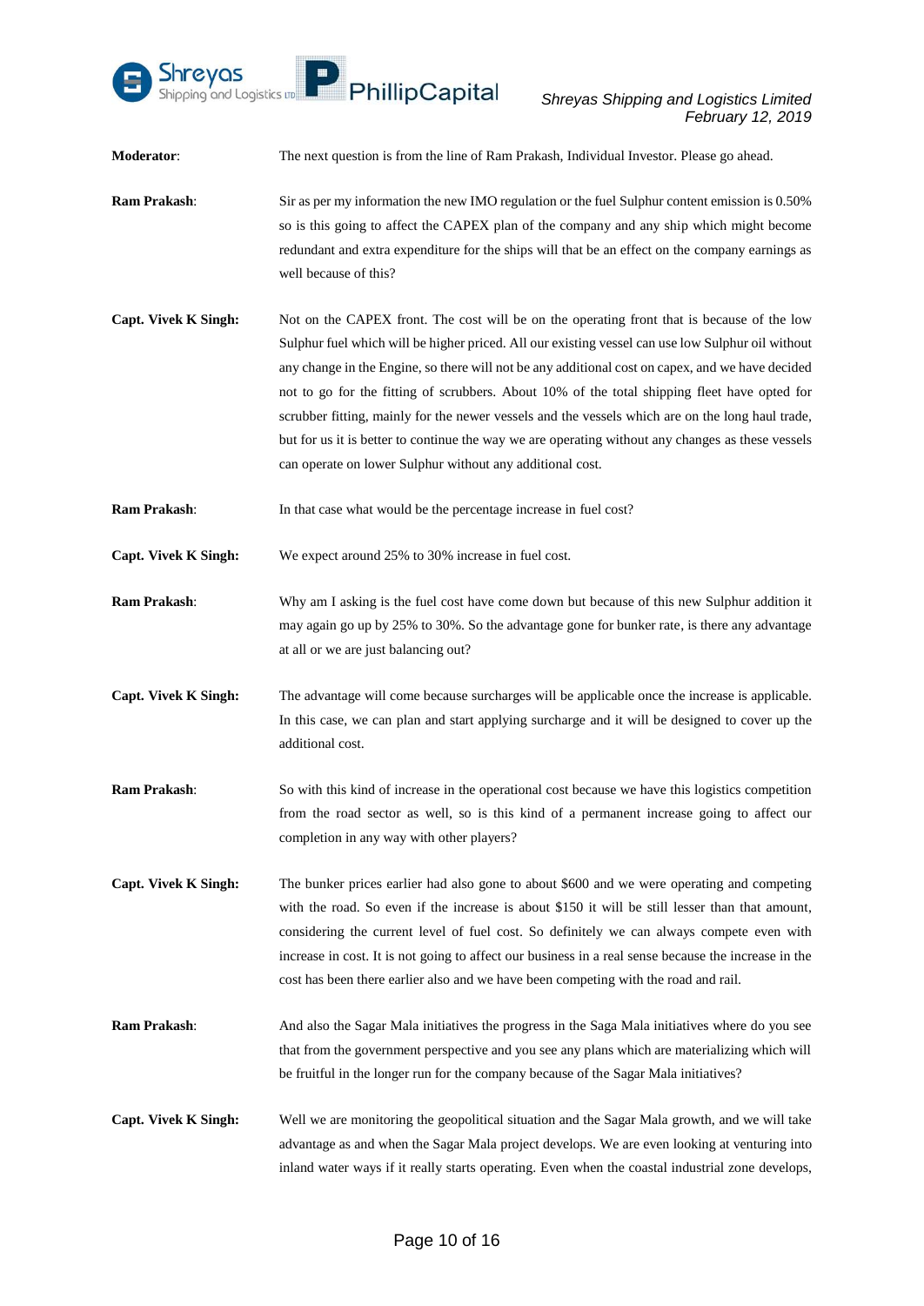**Moderator**: The next question is from the line of Ram Prakash, Individual Investor. Please go ahead.

**Ram Prakash**: Sir as per my information the new IMO regulation or the fuel Sulphur content emission is 0.50% so is this going to affect the CAPEX plan of the company and any ship which might become redundant and extra expenditure for the ships will that be an effect on the company earnings as well because of this?

**Capt. Vivek K Singh:** Not on the CAPEX front. The cost will be on the operating front that is because of the low Sulphur fuel which will be higher priced. All our existing vessel can use low Sulphur oil without any change in the Engine, so there will not be any additional cost on capex, and we have decided not to go for the fitting of scrubbers. About 10% of the total shipping fleet have opted for scrubber fitting, mainly for the newer vessels and the vessels which are on the long haul trade, but for us it is better to continue the way we are operating without any changes as these vessels can operate on lower Sulphur without any additional cost.

**Ram Prakash**: In that case what would be the percentage increase in fuel cost?

**Capt. Vivek K Singh:** We expect around 25% to 30% increase in fuel cost.

**Ram Prakash**: Why am I asking is the fuel cost have come down but because of this new Sulphur addition it may again go up by 25% to 30%. So the advantage gone for bunker rate, is there any advantage at all or we are just balancing out?

**Capt. Vivek K Singh:** The advantage will come because surcharges will be applicable once the increase is applicable. In this case, we can plan and start applying surcharge and it will be designed to cover up the additional cost.

**Ram Prakash**: So with this kind of increase in the operational cost because we have this logistics competition from the road sector as well, so is this kind of a permanent increase going to affect our completion in any way with other players?

**Capt. Vivek K Singh:** The bunker prices earlier had also gone to about $600 and we were operating and competing with the road. So even if the increase is about $150 it will be still lesser than that amount, considering the current level of fuel cost. So definitely we can always compete even with increase in cost. It is not going to affect our business in a real sense because the increase in the cost has been there earlier also and we have been competing with the road and rail.

**Ram Prakash**: And also the Sagar Mala initiatives the progress in the Saga Mala initiatives where do you see that from the government perspective and you see any plans which are materializing which will be fruitful in the longer run for the company because of the Sagar Mala initiatives?

**Capt. Vivek K Singh:** Well we are monitoring the geopolitical situation and the Sagar Mala growth, and we will take advantage as and when the Sagar Mala project develops. We are even looking at venturing into inland water ways if it really starts operating. Even when the coastal industrial zone develops,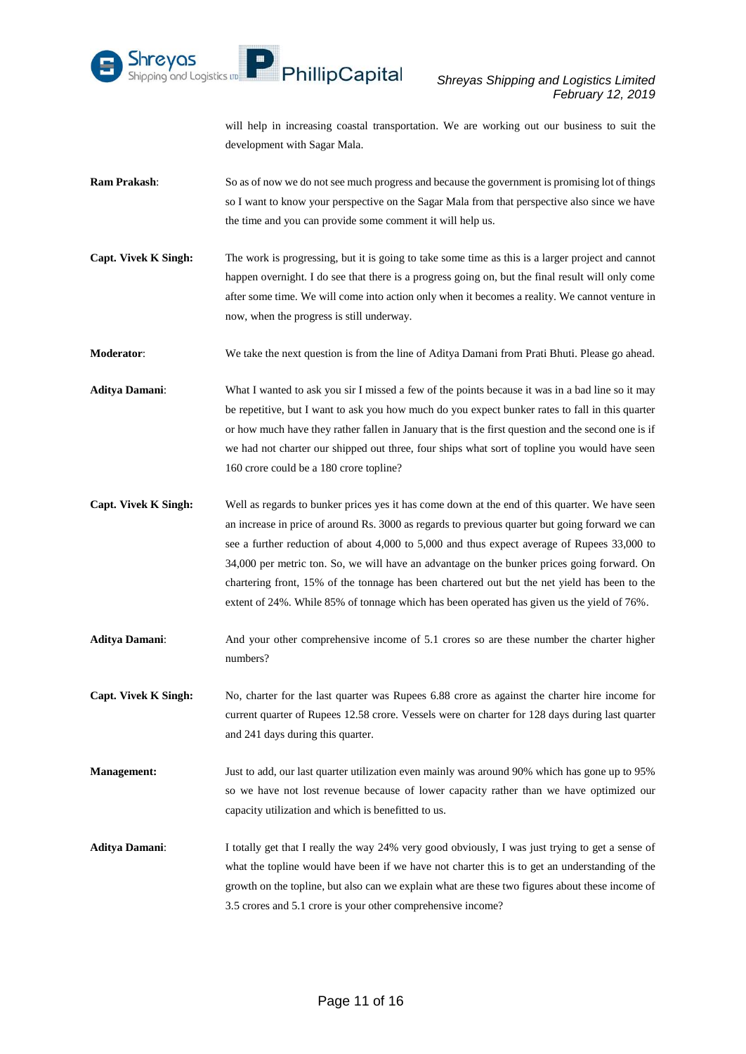will help in increasing coastal transportation. We are working out our business to suit the development with Sagar Mala.

**Ram Prakash**: So as of now we do not see much progress and because the government is promising lot of things so I want to know your perspective on the Sagar Mala from that perspective also since we have the time and you can provide some comment it will help us.

**Capt. Vivek K Singh:** The work is progressing, but it is going to take some time as this is a larger project and cannot happen overnight. I do see that there is a progress going on, but the final result will only come after some time. We will come into action only when it becomes a reality. We cannot venture in now, when the progress is still underway.

**Moderator**: We take the next question is from the line of Aditya Damani from Prati Bhuti. Please go ahead.

**Aditya Damani**: What I wanted to ask you sir I missed a few of the points because it was in a bad line so it may be repetitive, but I want to ask you how much do you expect bunker rates to fall in this quarter or how much have they rather fallen in January that is the first question and the second one is if we had not charter our shipped out three, four ships what sort of topline you would have seen 160 crore could be a 180 crore topline?

**Capt. Vivek K Singh:** Well as regards to bunker prices yes it has come down at the end of this quarter. We have seen an increase in price of around Rs. 3000 as regards to previous quarter but going forward we can see a further reduction of about 4,000 to 5,000 and thus expect average of Rupees 33,000 to 34,000 per metric ton. So, we will have an advantage on the bunker prices going forward. On chartering front, 15% of the tonnage has been chartered out but the net yield has been to the extent of 24%. While 85% of tonnage which has been operated has given us the yield of 76%.

**Aditya Damani**: And your other comprehensive income of 5.1 crores so are these number the charter higher numbers?

**Capt. Vivek K Singh:** No, charter for the last quarter was Rupees 6.88 crore as against the charter hire income for current quarter of Rupees 12.58 crore. Vessels were on charter for 128 days during last quarter and 241 days during this quarter.

**Management:** Just to add, our last quarter utilization even mainly was around 90% which has gone up to 95% so we have not lost revenue because of lower capacity rather than we have optimized our capacity utilization and which is benefitted to us.

**Aditya Damani**: I totally get that I really the way 24% very good obviously, I was just trying to get a sense of what the topline would have been if we have not charter this is to get an understanding of the growth on the topline, but also can we explain what are these two figures about these income of 3.5 crores and 5.1 crore is your other comprehensive income?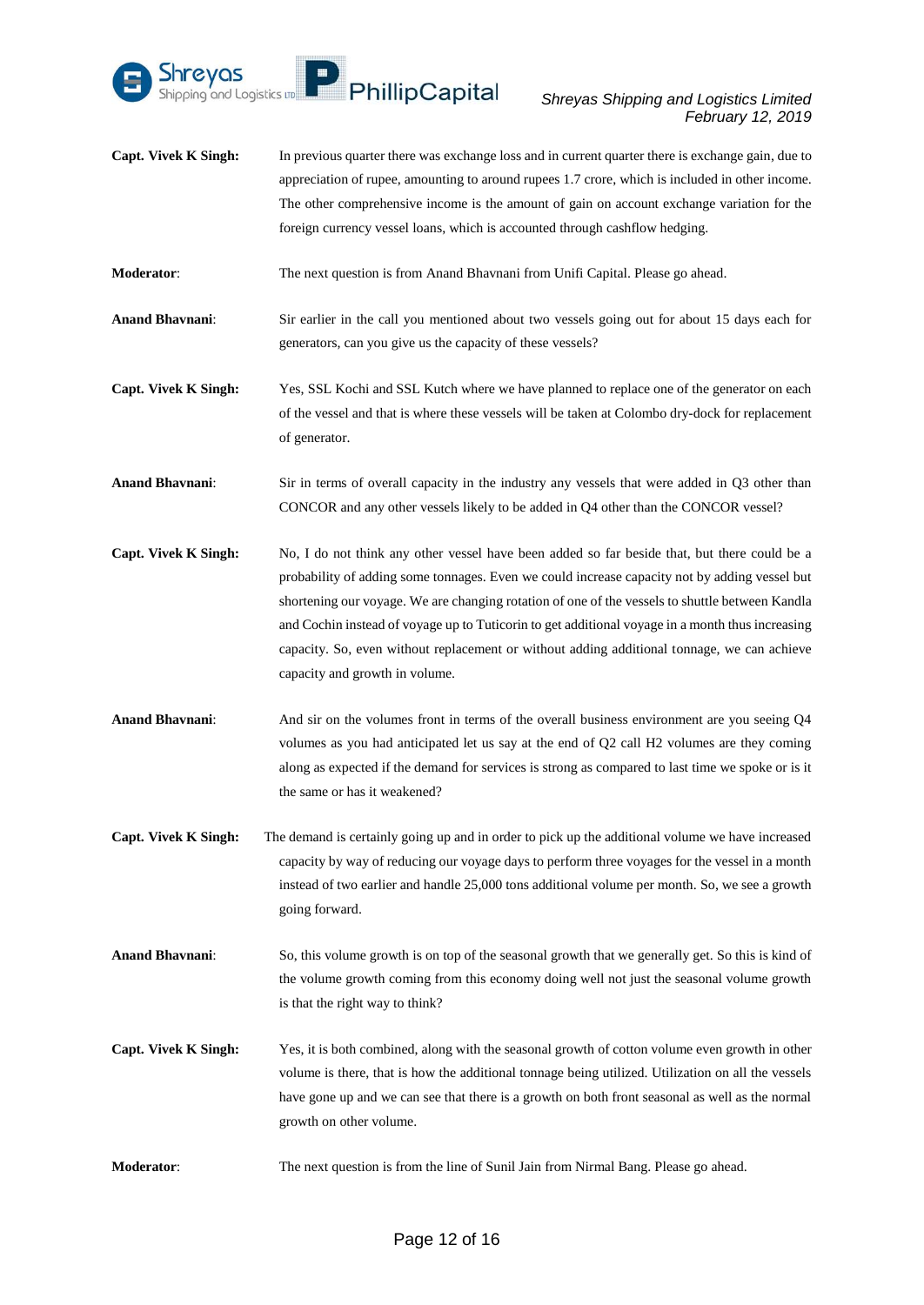**Capt. Vivek K Singh:** In previous quarter there was exchange loss and in current quarter there is exchange gain, due to appreciation of rupee, amounting to around rupees 1.7 crore, which is included in other income. The other comprehensive income is the amount of gain on account exchange variation for the foreign currency vessel loans, which is accounted through cashflow hedging.

**Moderator**: The next question is from Anand Bhavnani from Unifi Capital. Please go ahead.

**Anand Bhavnani**: Sir earlier in the call you mentioned about two vessels going out for about 15 days each for generators, can you give us the capacity of these vessels?

**Capt. Vivek K Singh:** Yes, SSL Kochi and SSL Kutch where we have planned to replace one of the generator on each of the vessel and that is where these vessels will be taken at Colombo dry-dock for replacement of generator.

**Anand Bhavnani**: Sir in terms of overall capacity in the industry any vessels that were added in Q3 other than CONCOR and any other vessels likely to be added in Q4 other than the CONCOR vessel?

**Capt. Vivek K Singh:** No, I do not think any other vessel have been added so far beside that, but there could be a probability of adding some tonnages. Even we could increase capacity not by adding vessel but shortening our voyage. We are changing rotation of one of the vessels to shuttle between Kandla and Cochin instead of voyage up to Tuticorin to get additional voyage in a month thus increasing capacity. So, even without replacement or without adding additional tonnage, we can achieve capacity and growth in volume.

**Anand Bhavnani**: And sir on the volumes front in terms of the overall business environment are you seeing Q4 volumes as you had anticipated let us say at the end of Q2 call H2 volumes are they coming along as expected if the demand for services is strong as compared to last time we spoke or is it the same or has it weakened?

**Capt. Vivek K Singh:** The demand is certainly going up and in order to pick up the additional volume we have increased capacity by way of reducing our voyage days to perform three voyages for the vessel in a month instead of two earlier and handle 25,000 tons additional volume per month. So, we see a growth going forward.

**Anand Bhavnani**: So, this volume growth is on top of the seasonal growth that we generally get. So this is kind of the volume growth coming from this economy doing well not just the seasonal volume growth is that the right way to think?

**Capt. Vivek K Singh:** Yes, it is both combined, along with the seasonal growth of cotton volume even growth in other volume is there, that is how the additional tonnage being utilized. Utilization on all the vessels have gone up and we can see that there is a growth on both front seasonal as well as the normal growth on other volume.

**Moderator**: The next question is from the line of Sunil Jain from Nirmal Bang. Please go ahead.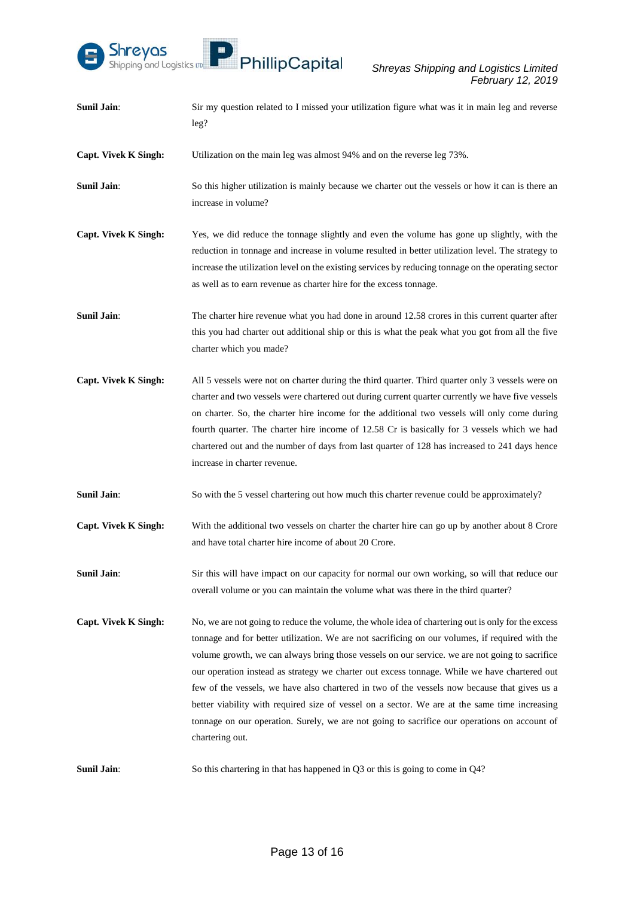**Sunil Jain**: Sir my question related to I missed your utilization figure what was it in main leg and reverse leg?

**Capt. Vivek K Singh:** Utilization on the main leg was almost 94% and on the reverse leg 73%.

**Sunil Jain**: So this higher utilization is mainly because we charter out the vessels or how it can is there an increase in volume?

**Capt. Vivek K Singh:** Yes, we did reduce the tonnage slightly and even the volume has gone up slightly, with the reduction in tonnage and increase in volume resulted in better utilization level. The strategy to increase the utilization level on the existing services by reducing tonnage on the operating sector as well as to earn revenue as charter hire for the excess tonnage.

**Sunil Jain**: The charter hire revenue what you had done in around 12.58 crores in this current quarter after this you had charter out additional ship or this is what the peak what you got from all the five charter which you made?

**Capt. Vivek K Singh:** All 5 vessels were not on charter during the third quarter. Third quarter only 3 vessels were on charter and two vessels were chartered out during current quarter currently we have five vessels on charter. So, the charter hire income for the additional two vessels will only come during fourth quarter. The charter hire income of 12.58 Cr is basically for 3 vessels which we had chartered out and the number of days from last quarter of 128 has increased to 241 days hence increase in charter revenue.

**Sunil Jain**: So with the 5 vessel chartering out how much this charter revenue could be approximately?

**Capt. Vivek K Singh:** With the additional two vessels on charter the charter hire can go up by another about 8 Crore and have total charter hire income of about 20 Crore.

**Sunil Jain**: Sir this will have impact on our capacity for normal our own working, so will that reduce our overall volume or you can maintain the volume what was there in the third quarter?

**Capt. Vivek K Singh:** No, we are not going to reduce the volume, the whole idea of chartering out is only for the excess tonnage and for better utilization. We are not sacrificing on our volumes, if required with the volume growth, we can always bring those vessels on our service. we are not going to sacrifice our operation instead as strategy we charter out excess tonnage. While we have chartered out few of the vessels, we have also chartered in two of the vessels now because that gives us a better viability with required size of vessel on a sector. We are at the same time increasing tonnage on our operation. Surely, we are not going to sacrifice our operations on account of chartering out.

**Sunil Jain**: So this chartering in that has happened in Q3 or this is going to come in Q4?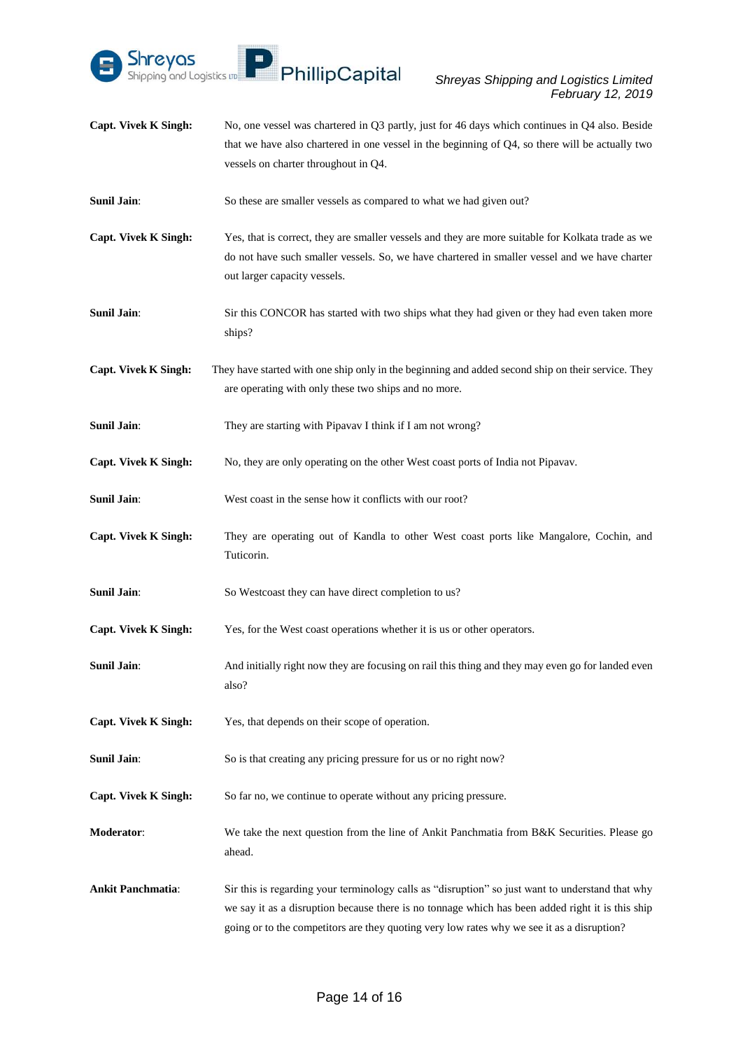**Capt. Vivek K Singh:** No, one vessel was chartered in Q3 partly, just for 46 days which continues in Q4 also. Beside that we have also chartered in one vessel in the beginning of Q4, so there will be actually two vessels on charter throughout in Q4.

**Sunil Jain**: So these are smaller vessels as compared to what we had given out?

**Capt. Vivek K Singh:** Yes, that is correct, they are smaller vessels and they are more suitable for Kolkata trade as we do not have such smaller vessels. So, we have chartered in smaller vessel and we have charter out larger capacity vessels.

**Sunil Jain**: Sir this CONCOR has started with two ships what they had given or they had even taken more ships?

**Capt. Vivek K Singh:** They have started with one ship only in the beginning and added second ship on their service. They are operating with only these two ships and no more.

**Sunil Jain**: They are starting with Pipavav I think if I am not wrong?

**Capt. Vivek K Singh:** No, they are only operating on the other West coast ports of India not Pipavav.

**Sunil Jain**: West coast in the sense how it conflicts with our root?

**Capt. Vivek K Singh:** They are operating out of Kandla to other West coast ports like Mangalore, Cochin, and Tuticorin.

**Sunil Jain**: So Westcoast they can have direct completion to us?

**Capt. Vivek K Singh:** Yes, for the West coast operations whether it is us or other operators.

**Sunil Jain**: And initially right now they are focusing on rail this thing and they may even go for landed even also?

**Capt. Vivek K Singh:** Yes, that depends on their scope of operation.

**Sunil Jain**: So is that creating any pricing pressure for us or no right now?

**Capt. Vivek K Singh:** So far no, we continue to operate without any pricing pressure.

**Moderator**: We take the next question from the line of Ankit Panchmatia from B&K Securities. Please go ahead.

**Ankit Panchmatia**: Sir this is regarding your terminology calls as "disruption" so just want to understand that why we say it as a disruption because there is no tonnage which has been added right it is this ship going or to the competitors are they quoting very low rates why we see it as a disruption?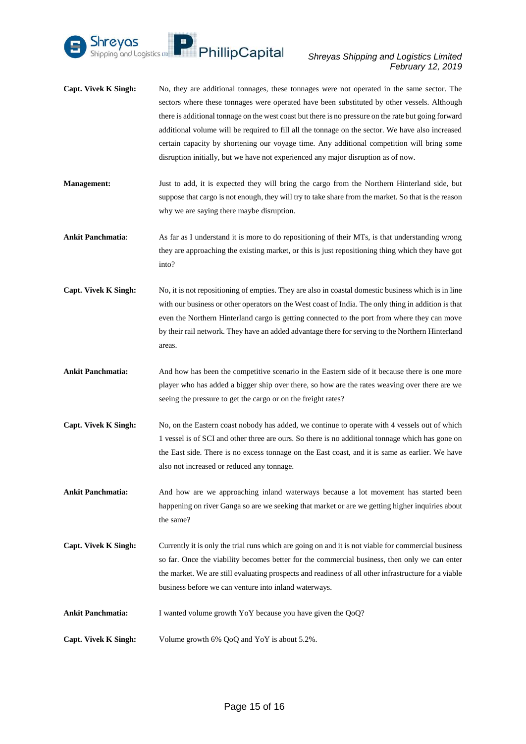**Capt. Vivek K Singh:** No, they are additional tonnages, these tonnages were not operated in the same sector. The sectors where these tonnages were operated have been substituted by other vessels. Although there is additional tonnage on the west coast but there is no pressure on the rate but going forward additional volume will be required to fill all the tonnage on the sector. We have also increased certain capacity by shortening our voyage time. Any additional competition will bring some disruption initially, but we have not experienced any major disruption as of now.

**Management:** Just to add, it is expected they will bring the cargo from the Northern Hinterland side, but suppose that cargo is not enough, they will try to take share from the market. So that is the reason why we are saying there maybe disruption.

**Ankit Panchmatia**: As far as I understand it is more to do repositioning of their MTs, is that understanding wrong they are approaching the existing market, or this is just repositioning thing which they have got into?

**Capt. Vivek K Singh:** No, it is not repositioning of empties. They are also in coastal domestic business which is in line with our business or other operators on the West coast of India. The only thing in addition is that even the Northern Hinterland cargo is getting connected to the port from where they can move by their rail network. They have an added advantage there for serving to the Northern Hinterland areas.

**Ankit Panchmatia:** And how has been the competitive scenario in the Eastern side of it because there is one more player who has added a bigger ship over there, so how are the rates weaving over there are we seeing the pressure to get the cargo or on the freight rates?

**Capt. Vivek K Singh:** No, on the Eastern coast nobody has added, we continue to operate with 4 vessels out of which 1 vessel is of SCI and other three are ours. So there is no additional tonnage which has gone on the East side. There is no excess tonnage on the East coast, and it is same as earlier. We have also not increased or reduced any tonnage.

**Ankit Panchmatia:** And how are we approaching inland waterways because a lot movement has started been happening on river Ganga so are we seeking that market or are we getting higher inquiries about the same?

**Capt. Vivek K Singh:** Currently it is only the trial runs which are going on and it is not viable for commercial business so far. Once the viability becomes better for the commercial business, then only we can enter the market. We are still evaluating prospects and readiness of all other infrastructure for a viable business before we can venture into inland waterways.

**Ankit Panchmatia:** I wanted volume growth YoY because you have given the QoQ?

**Capt. Vivek K Singh:** Volume growth 6% QoQ and YoY is about 5.2%.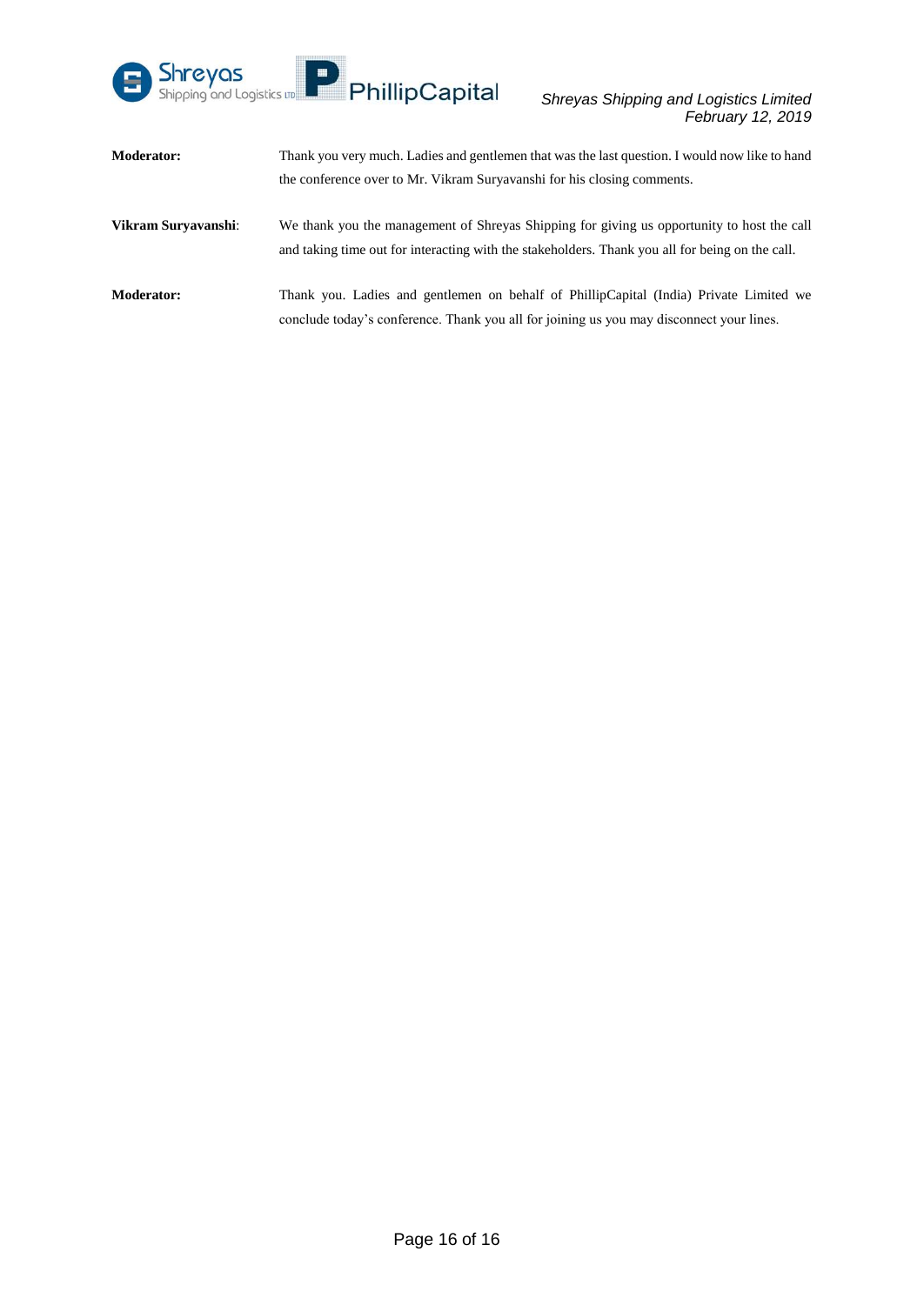**Moderator:** Thank you very much. Ladies and gentlemen that was the last question. I would now like to hand the conference over to Mr. Vikram Suryavanshi for his closing comments.

**Vikram Suryavanshi**: We thank you the management of Shreyas Shipping for giving us opportunity to host the call and taking time out for interacting with the stakeholders. Thank you all for being on the call.

**Moderator:** Thank you. Ladies and gentlemen on behalf of PhillipCapital (India) Private Limited we conclude today's conference. Thank you all for joining us you may disconnect your lines.